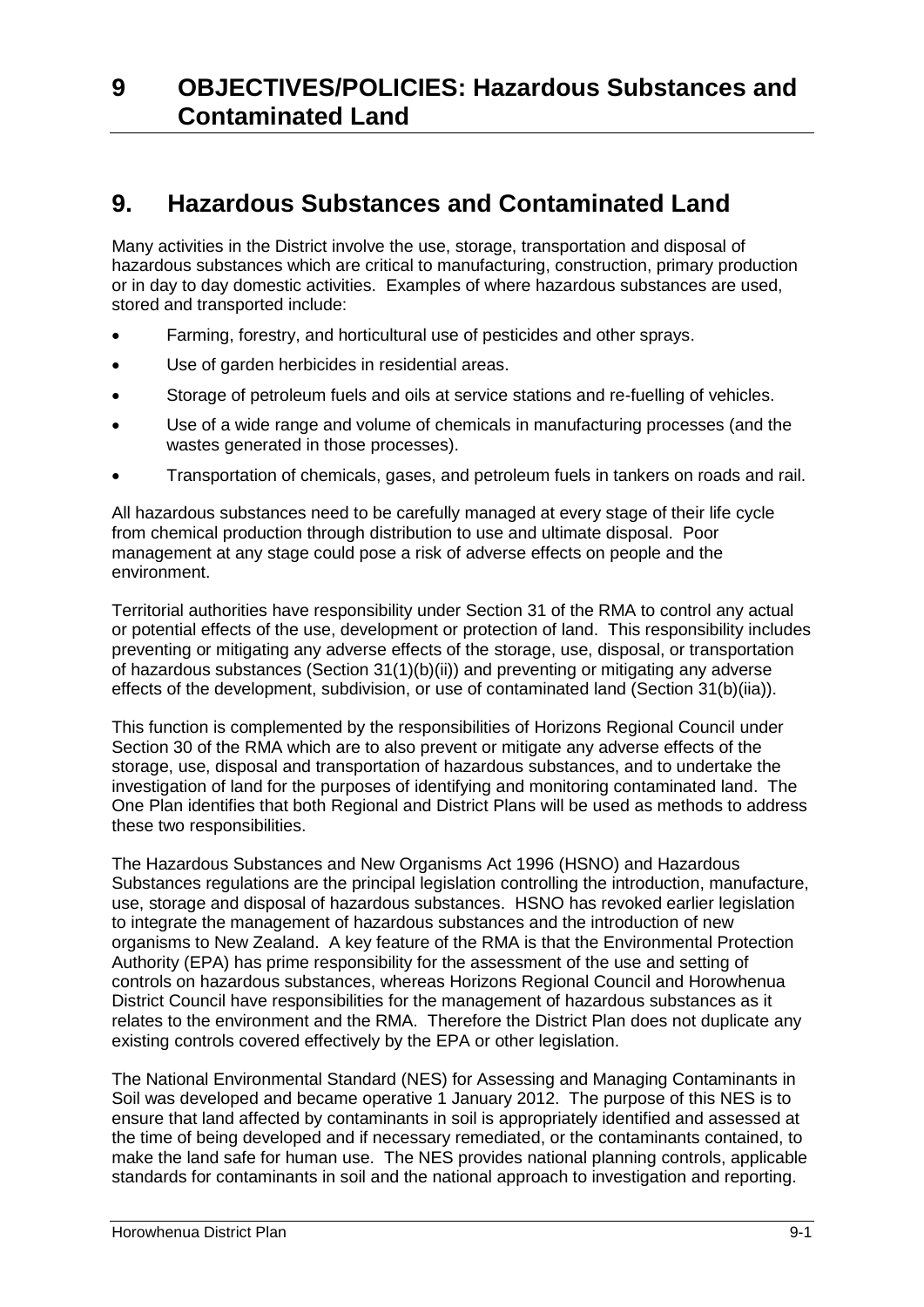# 9 OBJECTIVES/POLICIES: Hazardous Substances and Contaminated Land

## 9. Hazardous Substances and Contaminated Land

Many activities in the District involve the use, storage, transportation and disposal of hazardous substances which are critical to manufacturing, construction, primary production or in day to day domestic activities. Examples of where hazardous substances are used, stored and transported include:

- Farming, forestry, and horticultural use of pesticides and other sprays.
- Use of garden herbicides in residential areas.
- Storage of petroleum fuels and oils at service stations and re-fuelling of vehicles.
- Use of a wide range and volume of chemicals in manufacturing processes (and the wastes generated in those processes).
- Transportation of chemicals, gases, and petroleum fuels in tankers on roads and rail.

All hazardous substances need to be carefully managed at every stage of their life cycle from chemical production through distribution to use and ultimate disposal. Poor management at any stage could pose a risk of adverse effects on people and the environment.

Territorial authorities have responsibility under Section 31 of the RMA to control any actual or potential effects of the use, development or protection of land. This responsibility includes preventing or mitigating any adverse effects of the storage, use, disposal, or transportation of hazardous substances (Section 31(1)(b)(ii)) and preventing or mitigating any adverse effects of the development, subdivision, or use of contaminated land (Section 31(b)(iia)).

This function is complemented by the responsibilities of Horizons Regional Council under Section 30 of the RMA which are to also prevent or mitigate any adverse effects of the storage, use, disposal and transportation of hazardous substances, and to undertake the investigation of land for the purposes of identifying and monitoring contaminated land. The One Plan identifies that both Regional and District Plans will be used as methods to address these two responsibilities.

The Hazardous Substances and New Organisms Act 1996 (HSNO) and Hazardous Substances regulations are the principal legislation controlling the introduction, manufacture, use, storage and disposal of hazardous substances. HSNO has revoked earlier legislation to integrate the management of hazardous substances and the introduction of new organisms to New Zealand. A key feature of the RMA is that the Environmental Protection Authority (EPA) has prime responsibility for the assessment of the use and setting of controls on hazardous substances, whereas Horizons Regional Council and Horowhenua District Council have responsibilities for the management of hazardous substances as it relates to the environment and the RMA. Therefore the District Plan does not duplicate any existing controls covered effectively by the EPA or other legislation.

The National Environmental Standard (NES) for Assessing and Managing Contaminants in Soil was developed and became operative 1 January 2012. The purpose of this NES is to ensure that land affected by contaminants in soil is appropriately identified and assessed at the time of being developed and if necessary remediated, or the contaminants contained, to make the land safe for human use. The NES provides national planning controls, applicable standards for contaminants in soil and the national approach to investigation and reporting.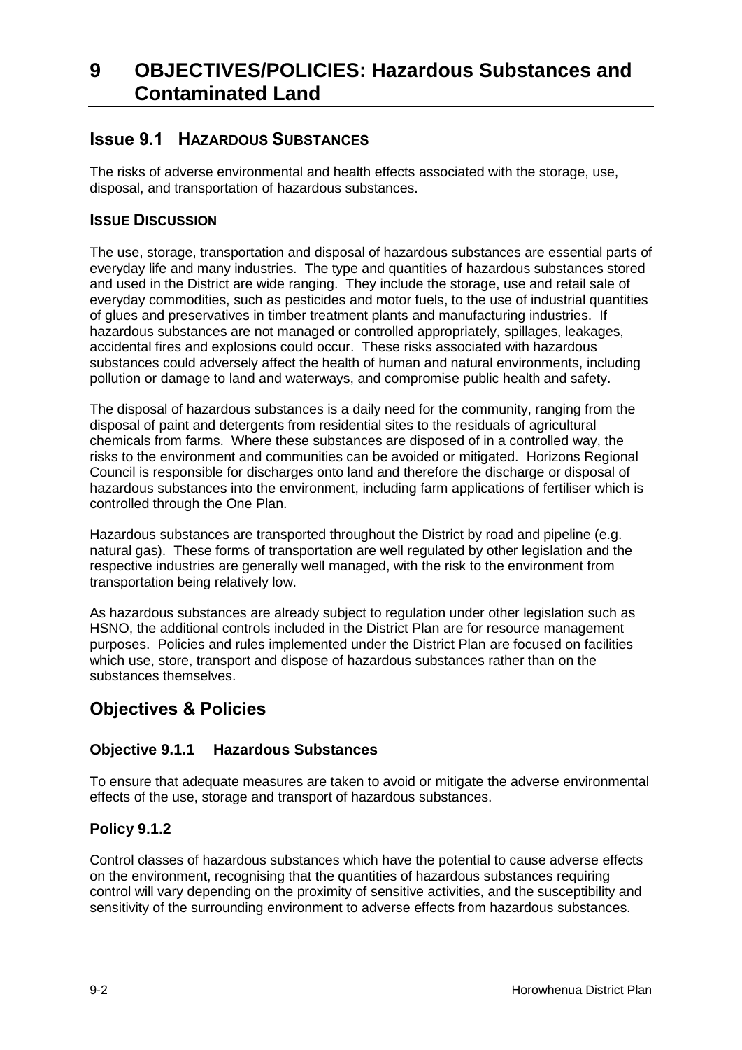# 9 OBJECTIVES/POLICIES: Hazardous Substances and Contaminated Land

## Issue 9.1 HAZARDOUS SUBSTANCES

The risks of adverse environmental and health effects associated with the storage, use, disposal, and transportation of hazardous substances.

### ISSUE DISCUSSION

The use, storage, transportation and disposal of hazardous substances are essential parts of everyday life and many industries. The type and quantities of hazardous substances stored and used in the District are wide ranging. They include the storage, use and retail sale of everyday commodities, such as pesticides and motor fuels, to the use of industrial quantities of glues and preservatives in timber treatment plants and manufacturing industries. If hazardous substances are not managed or controlled appropriately, spillages, leakages, accidental fires and explosions could occur. These risks associated with hazardous substances could adversely affect the health of human and natural environments, including pollution or damage to land and waterways, and compromise public health and safety.

The disposal of hazardous substances is a daily need for the community, ranging from the disposal of paint and detergents from residential sites to the residuals of agricultural chemicals from farms. Where these substances are disposed of in a controlled way, the risks to the environment and communities can be avoided or mitigated. Horizons Regional Council is responsible for discharges onto land and therefore the discharge or disposal of hazardous substances into the environment, including farm applications of fertiliser which is controlled through the One Plan.

Hazardous substances are transported throughout the District by road and pipeline (e.g. natural gas). These forms of transportation are well regulated by other legislation and the respective industries are generally well managed, with the risk to the environment from transportation being relatively low.

As hazardous substances are already subject to regulation under other legislation such as HSNO, the additional controls included in the District Plan are for resource management purposes. Policies and rules implemented under the District Plan are focused on facilities which use, store, transport and dispose of hazardous substances rather than on the substances themselves.

## Objectives & Policies

### Objective 9.1.1 Hazardous Substances

To ensure that adequate measures are taken to avoid or mitigate the adverse environmental effects of the use, storage and transport of hazardous substances.

### Policy 9.1.2

Control classes of hazardous substances which have the potential to cause adverse effects on the environment, recognising that the quantities of hazardous substances requiring control will vary depending on the proximity of sensitive activities, and the susceptibility and sensitivity of the surrounding environment to adverse effects from hazardous substances.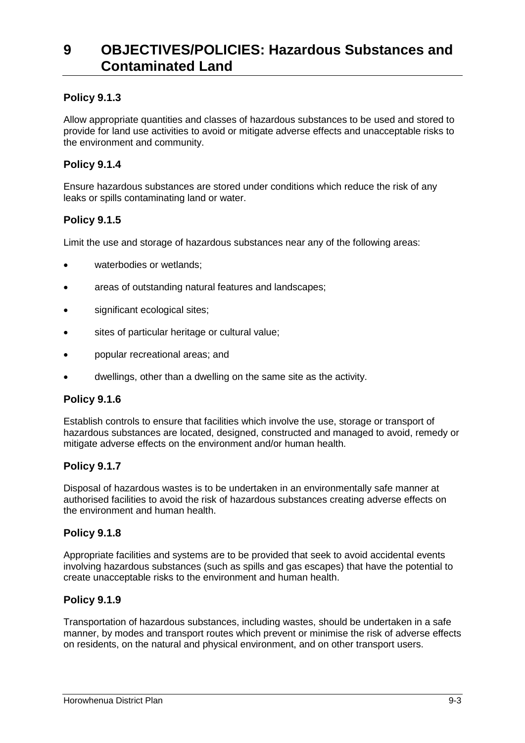# 9 OBJECTIVES/POLICIES: Hazardous Substances and Contaminated Land

### Policy 9.1.3

Allow appropriate quantities and classes of hazardous substances to be used and stored to provide for land use activities to avoid or mitigate adverse effects and unacceptable risks to the environment and community.

### Policy 9.1.4

Ensure hazardous substances are stored under conditions which reduce the risk of any leaks or spills contaminating land or water.

### Policy 9.1.5

Limit the use and storage of hazardous substances near any of the following areas:

- waterbodies or wetlands;
- areas of outstanding natural features and landscapes;
- significant ecological sites;
- sites of particular heritage or cultural value;
- popular recreational areas; and
- dwellings, other than a dwelling on the same site as the activity.

### Policy 9.1.6

Establish controls to ensure that facilities which involve the use, storage or transport of hazardous substances are located, designed, constructed and managed to avoid, remedy or mitigate adverse effects on the environment and/or human health.

### Policy 9.1.7

Disposal of hazardous wastes is to be undertaken in an environmentally safe manner at authorised facilities to avoid the risk of hazardous substances creating adverse effects on the environment and human health.

### Policy 9.1.8

Appropriate facilities and systems are to be provided that seek to avoid accidental events involving hazardous substances (such as spills and gas escapes) that have the potential to create unacceptable risks to the environment and human health.

### Policy 9.1.9

Transportation of hazardous substances, including wastes, should be undertaken in a safe manner, by modes and transport routes which prevent or minimise the risk of adverse effects on residents, on the natural and physical environment, and on other transport users.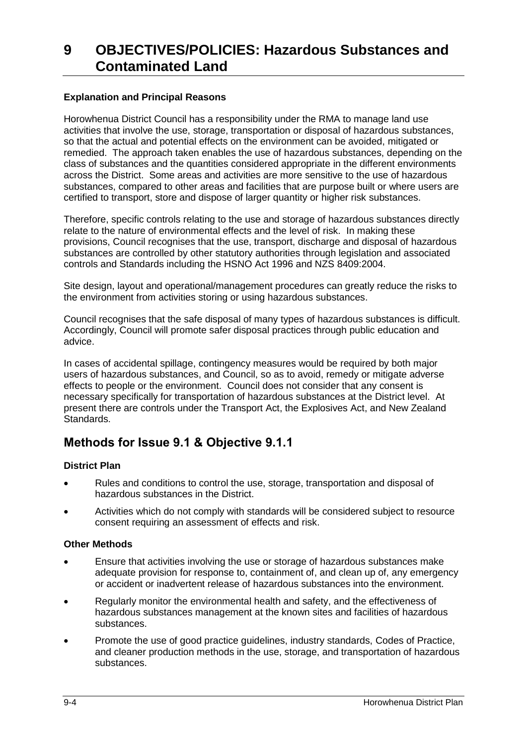# 9 OBJECTIVES/POLICIES: Hazardous Substances and Contaminated Land

**Explanation and Principal Reasons**

Horowhenua District Council has a responsibility under the RMA to manage land use activities that involve the use, storage, transportation or disposal of hazardous substances, so that the actual and potential effects on the environment can be avoided, mitigated or remedied. The approach taken enables the use of hazardous substances, depending on the class of substances and the quantities considered appropriate in the different environments across the District. Some areas and activities are more sensitive to the use of hazardous substances, compared to other areas and facilities that are purpose built or where users are certified to transport, store and dispose of larger quantity or higher risk substances.

Therefore, specific controls relating to the use and storage of hazardous substances directly relate to the nature of environmental effects and the level of risk. In making these provisions, Council recognises that the use, transport, discharge and disposal of hazardous substances are controlled by other statutory authorities through legislation and associated controls and Standards including the HSNO Act 1996 and NZS 8409:2004.

Site design, layout and operational/management procedures can greatly reduce the risks to the environment from activities storing or using hazardous substances.

Council recognises that the safe disposal of many types of hazardous substances is difficult. Accordingly, Council will promote safer disposal practices through public education and advice.

In cases of accidental spillage, contingency measures would be required by both major users of hazardous substances, and Council, so as to avoid, remedy or mitigate adverse effects to people or the environment. Council does not consider that any consent is necessary specifically for transportation of hazardous substances at the District level. At present there are controls under the Transport Act, the Explosives Act, and New Zealand Standards.

## Methods for Issue 9.1 & Objective 9.1.1

**District Plan**

- Rules and conditions to control the use, storage, transportation and disposal of hazardous substances in the District.
- Activities which do not comply with standards will be considered subject to resource consent requiring an assessment of effects and risk.

**Other Methods**

- Ensure that activities involving the use or storage of hazardous substances make adequate provision for response to, containment of, and clean up of, any emergency or accident or inadvertent release of hazardous substances into the environment.
- Regularly monitor the environmental health and safety, and the effectiveness of hazardous substances management at the known sites and facilities of hazardous substances.
- Promote the use of good practice guidelines, industry standards, Codes of Practice, and cleaner production methods in the use, storage, and transportation of hazardous substances.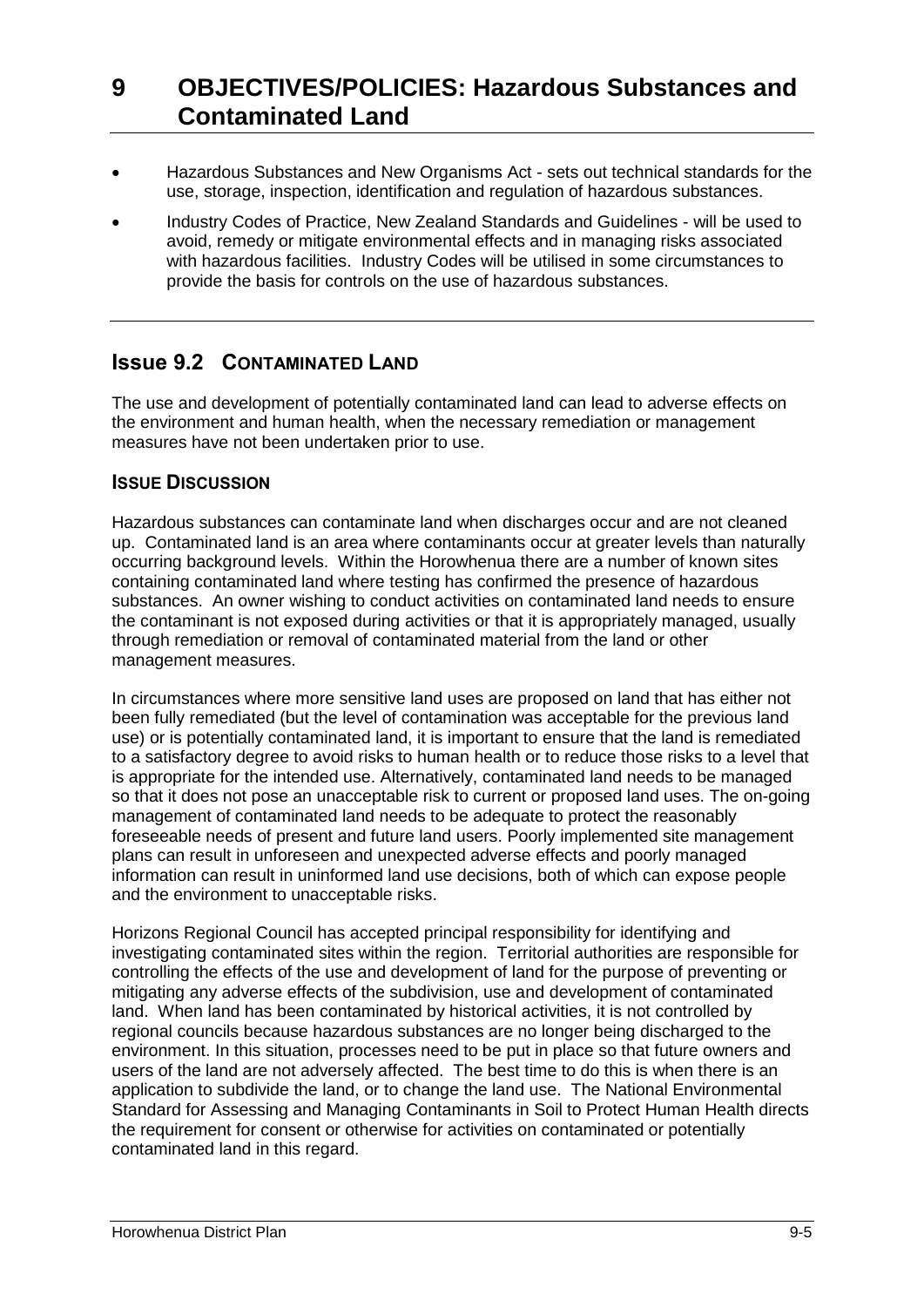# 9 OBJECTIVES/POLICIES: Hazardous Substances and Contaminated Land

- Hazardous Substances and New Organisms Act - sets out technical standards for the use, storage, inspection, identification and regulation of hazardous substances.
- Industry Codes of Practice, New Zealand Standards and Guidelines - will be used to avoid, remedy or mitigate environmental effects and in managing risks associated with hazardous facilities. Industry Codes will be utilised in some circumstances to provide the basis for controls on the use of hazardous substances.

## Issue 9.2 CONTAMINATED LAND

The use and development of potentially contaminated land can lead to adverse effects on the environment and human health, when the necessary remediation or management measures have not been undertaken prior to use.

### ISSUE DISCUSSION

Hazardous substances can contaminate land when discharges occur and are not cleaned up. Contaminated land is an area where contaminants occur at greater levels than naturally occurring background levels. Within the Horowhenua there are a number of known sites containing contaminated land where testing has confirmed the presence of hazardous substances. An owner wishing to conduct activities on contaminated land needs to ensure the contaminant is not exposed during activities or that it is appropriately managed, usually through remediation or removal of contaminated material from the land or other management measures.

In circumstances where more sensitive land uses are proposed on land that has either not been fully remediated (but the level of contamination was acceptable for the previous land use) or is potentially contaminated land, it is important to ensure that the land is remediated to a satisfactory degree to avoid risks to human health or to reduce those risks to a level that is appropriate for the intended use. Alternatively, contaminated land needs to be managed so that it does not pose an unacceptable risk to current or proposed land uses. The on-going management of contaminated land needs to be adequate to protect the reasonably foreseeable needs of present and future land users. Poorly implemented site management plans can result in unforeseen and unexpected adverse effects and poorly managed information can result in uninformed land use decisions, both of which can expose people and the environment to unacceptable risks.

Horizons Regional Council has accepted principal responsibility for identifying and investigating contaminated sites within the region. Territorial authorities are responsible for controlling the effects of the use and development of land for the purpose of preventing or mitigating any adverse effects of the subdivision, use and development of contaminated land. When land has been contaminated by historical activities, it is not controlled by regional councils because hazardous substances are no longer being discharged to the environment. In this situation, processes need to be put in place so that future owners and users of the land are not adversely affected. The best time to do this is when there is an application to subdivide the land, or to change the land use. The National Environmental Standard for Assessing and Managing Contaminants in Soil to Protect Human Health directs the requirement for consent or otherwise for activities on contaminated or potentially contaminated land in this regard.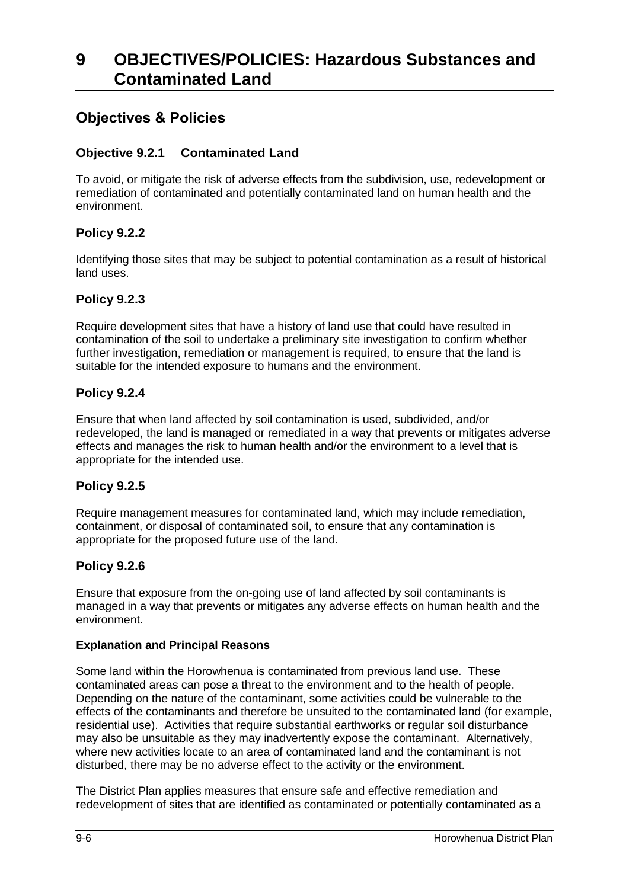# 9 OBJECTIVES/POLICIES: Hazardous Substances and Contaminated Land

## Objectives & Policies

### Objective 9.2.1 Contaminated Land

To avoid, or mitigate the risk of adverse effects from the subdivision, use, redevelopment or remediation of contaminated and potentially contaminated land on human health and the environment.

### Policy 9.2.2

Identifying those sites that may be subject to potential contamination as a result of historical land uses.

### Policy 9.2.3

Require development sites that have a history of land use that could have resulted in contamination of the soil to undertake a preliminary site investigation to confirm whether further investigation, remediation or management is required, to ensure that the land is suitable for the intended exposure to humans and the environment.

### Policy 9.2.4

Ensure that when land affected by soil contamination is used, subdivided, and/or redeveloped, the land is managed or remediated in a way that prevents or mitigates adverse effects and manages the risk to human health and/or the environment to a level that is appropriate for the intended use.

### Policy 9.2.5

Require management measures for contaminated land, which may include remediation, containment, or disposal of contaminated soil, to ensure that any contamination is appropriate for the proposed future use of the land.

### Policy 9.2.6

Ensure that exposure from the on-going use of land affected by soil contaminants is managed in a way that prevents or mitigates any adverse effects on human health and the environment.

#### Explanation and Principal Reasons

Some land within the Horowhenua is contaminated from previous land use. These contaminated areas can pose a threat to the environment and to the health of people. Depending on the nature of the contaminant, some activities could be vulnerable to the effects of the contaminants and therefore be unsuited to the contaminated land (for example, residential use). Activities that require substantial earthworks or regular soil disturbance may also be unsuitable as they may inadvertently expose the contaminant. Alternatively, where new activities locate to an area of contaminated land and the contaminant is not disturbed, there may be no adverse effect to the activity or the environment.

The District Plan applies measures that ensure safe and effective remediation and redevelopment of sites that are identified as contaminated or potentially contaminated as a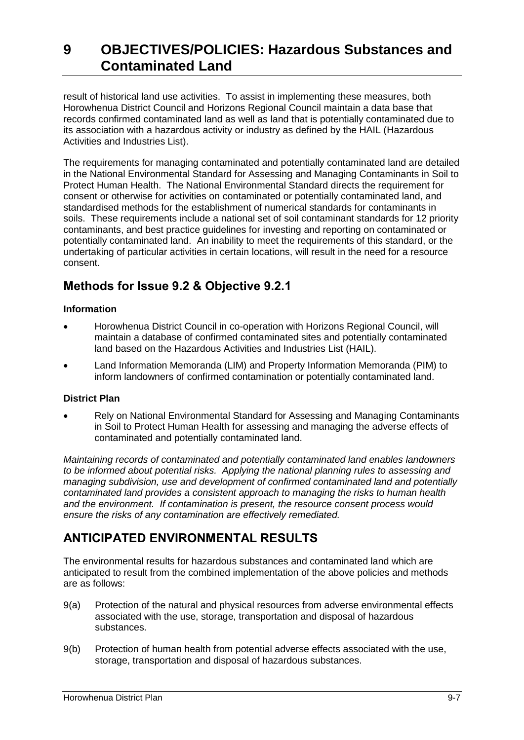result of historical land use activities. To assist in implementing these measures, both Horowhenua District Council and Horizons Regional Council maintain a data base that records confirmed contaminated land as well as land that is potentially contaminated due to its association with a hazardous activity or industry as defined by the HAIL (Hazardous Activities and Industries List).

The requirements for managing contaminated and potentially contaminated land are detailed in the National Environmental Standard for Assessing and Managing Contaminants in Soil to Protect Human Health. The National Environmental Standard directs the requirement for consent or otherwise for activities on contaminated or potentially contaminated land, and standardised methods for the establishment of numerical standards for contaminants in soils. These requirements include a national set of soil contaminant standards for 12 priority contaminants, and best practice guidelines for investing and reporting on contaminated or potentially contaminated land. An inability to meet the requirements of this standard, or the undertaking of particular activities in certain locations, will result in the need for a resource consent.

## Methods for Issue 9.2 & Objective 9.2.1

**Information**

- Horowhenua District Council in co-operation with Horizons Regional Council, will maintain a database of confirmed contaminated sites and potentially contaminated land based on the Hazardous Activities and Industries List (HAIL).
- Land Information Memoranda (LIM) and Property Information Memoranda (PIM) to inform landowners of confirmed contamination or potentially contaminated land.

**District Plan**

- Rely on National Environmental Standard for Assessing and Managing Contaminants in Soil to Protect Human Health for assessing and managing the adverse effects of contaminated and potentially contaminated land.

*Maintaining records of contaminated and potentially contaminated land enables landowners to be informed about potential risks. Applying the national planning rules to assessing and managing subdivision, use and development of confirmed contaminated land and potentially contaminated land provides a consistent approach to managing the risks to human health and the environment. If contamination is present, the resource consent process would ensure the risks of any contamination are effectively remediated.*

## ANTICIPATED ENVIRONMENTAL RESULTS

The environmental results for hazardous substances and contaminated land which are anticipated to result from the combined implementation of the above policies and methods are as follows:

9(a) Protection of the natural and physical resources from adverse environmental effects associated with the use, storage, transportation and disposal of hazardous substances.

9(b) Protection of human health from potential adverse effects associated with the use, storage, transportation and disposal of hazardous substances.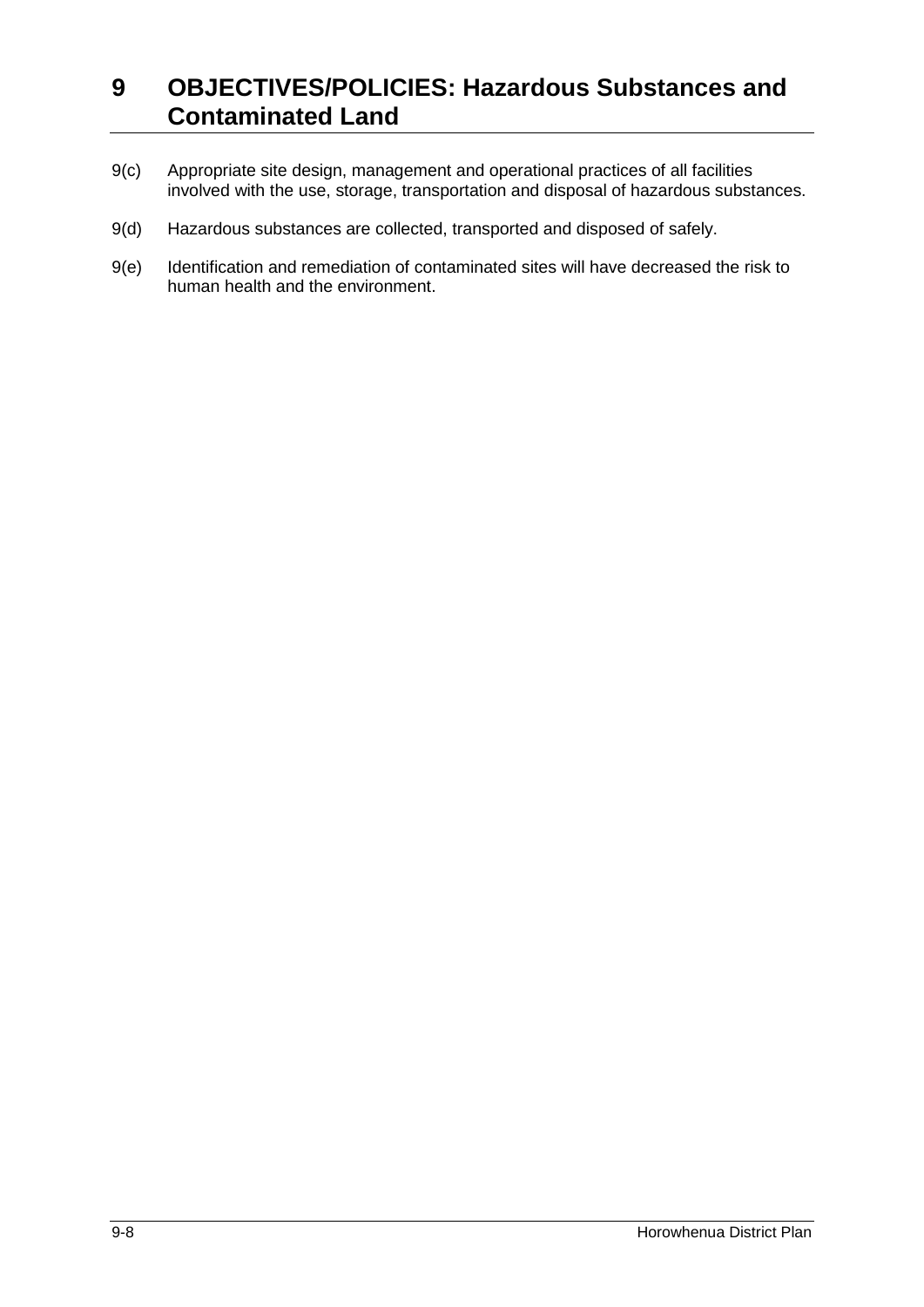# 9 OBJECTIVES/POLICIES: Hazardous Substances and Contaminated Land

9(c) Appropriate site design, management and operational practices of all facilities involved with the use, storage, transportation and disposal of hazardous substances.

9(d) Hazardous substances are collected, transported and disposed of safely.

9(e) Identification and remediation of contaminated sites will have decreased the risk to human health and the environment.